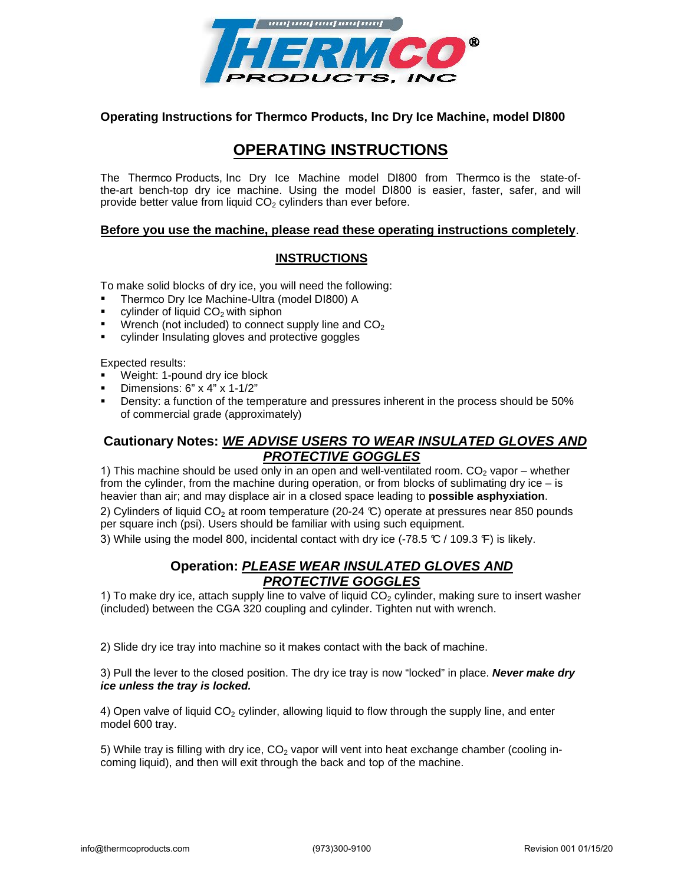**Operating Instructions for Thermco Products, Inc Dry Ice Machine, model DI800**

# OPERATING INSTRUCTIONS

The Thermco Products, Inc Dry Ice Machine model DI800 from Thermco is the state-of-the-art bench-top dry ice machine. Using the model DI800 is easier, faster, safer, and will provide better value from liquid $CO_2$ cylinders than ever before.

**Before you use the machine, please read these operating instructions completely**.

## INSTRUCTIONS

To make solid blocks of dry ice, you will need the following:

- Thermco Dry Ice Machine-Ultra (model DI800) A
- cylinder of liquid $CO_2$ with siphon
- Wrench (not included) to connect supply line and $CO_2$
- cylinder Insulating gloves and protective goggles

Expected results:

- Weight: 1-pound dry ice block
- Dimensions: 6" x 4" x 1-1/2"
- Density: a function of the temperature and pressures inherent in the process should be 50% of commercial grade (approximately)

## Cautionary Notes: ***WE ADVISE USERS TO WEAR INSULATED GLOVES AND PROTECTIVE GOGGLES***

1) This machine should be used only in an open and well-ventilated room. $CO_2$ vapor – whether from the cylinder, from the machine during operation, or from blocks of sublimating dry ice – is heavier than air; and may displace air in a closed space leading to **possible asphyxiation**.

2) Cylinders of liquid $CO_2$ at room temperature (20-24 ℃) operate at pressures near 850 pounds per square inch (psi). Users should be familiar with using such equipment.

3) While using the model 800, incidental contact with dry ice (-78.5 ℃ / 109.3 ℉) is likely.

## Operation: ***PLEASE WEAR INSULATED GLOVES AND PROTECTIVE GOGGLES***

1) To make dry ice, attach supply line to valve of liquid $CO_2$ cylinder, making sure to insert washer (included) between the CGA 320 coupling and cylinder. Tighten nut with wrench.

2) Slide dry ice tray into machine so it makes contact with the back of machine.

3) Pull the lever to the closed position. The dry ice tray is now "locked" in place. ***Never make dry ice unless the tray is locked.***

4) Open valve of liquid $CO_2$ cylinder, allowing liquid to flow through the supply line, and enter model 600 tray.

5) While tray is filling with dry ice, $CO_2$ vapor will vent into heat exchange chamber (cooling in-coming liquid), and then will exit through the back and top of the machine.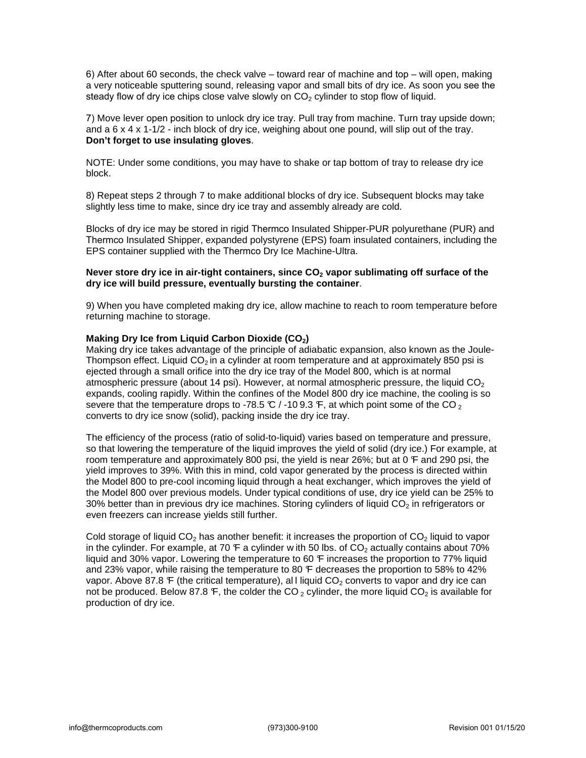6) After about 60 seconds, the check valve – toward rear of machine and top – will open, making a very noticeable sputtering sound, releasing vapor and small bits of dry ice. As soon you see the steady flow of dry ice chips close valve slowly on $CO_2$ cylinder to stop flow of liquid.

7) Move lever open position to unlock dry ice tray. Pull tray from machine. Turn tray upside down; and a 6 x 4 x 1-1/2 - inch block of dry ice, weighing about one pound, will slip out of the tray. **Don't forget to use insulating gloves**.

NOTE: Under some conditions, you may have to shake or tap bottom of tray to release dry ice block.

8) Repeat steps 2 through 7 to make additional blocks of dry ice. Subsequent blocks may take slightly less time to make, since dry ice tray and assembly already are cold.

Blocks of dry ice may be stored in rigid Thermco Insulated Shipper-PUR polyurethane (PUR) and Thermco Insulated Shipper, expanded polystyrene (EPS) foam insulated containers, including the EPS container supplied with the Thermco Dry Ice Machine-Ultra.

**Never store dry ice in air-tight containers, since $CO_2$ vapor sublimating off surface of the dry ice will build pressure, eventually bursting the container**.

9) When you have completed making dry ice, allow machine to reach to room temperature before returning machine to storage.

**Making Dry Ice from Liquid Carbon Dioxide ($CO_2$)**

Making dry ice takes advantage of the principle of adiabatic expansion, also known as the Joule-Thompson effect. Liquid $CO_2$ in a cylinder at room temperature and at approximately 850 psi is ejected through a small orifice into the dry ice tray of the Model 800, which is at normal atmospheric pressure (about 14 psi). However, at normal atmospheric pressure, the liquid $CO_2$ expands, cooling rapidly. Within the confines of the Model 800 dry ice machine, the cooling is so severe that the temperature drops to -78.5 ℃ / -109.3 ℉, at which point some of the $CO_2$ converts to dry ice snow (solid), packing inside the dry ice tray.

The efficiency of the process (ratio of solid-to-liquid) varies based on temperature and pressure, so that lowering the temperature of the liquid improves the yield of solid (dry ice.) For example, at room temperature and approximately 800 psi, the yield is near 26%; but at 0 ℉ and 290 psi, the yield improves to 39%. With this in mind, cold vapor generated by the process is directed within the Model 800 to pre-cool incoming liquid through a heat exchanger, which improves the yield of the Model 800 over previous models. Under typical conditions of use, dry ice yield can be 25% to 30% better than in previous dry ice machines. Storing cylinders of liquid $CO_2$ in refrigerators or even freezers can increase yields still further.

Cold storage of liquid $CO_2$ has another benefit: it increases the proportion of $CO_2$ liquid to vapor in the cylinder. For example, at 70 ℉ a cylinder with 50 lbs. of $CO_2$ actually contains about 70% liquid and 30% vapor. Lowering the temperature to 60 ℉ increases the proportion to 77% liquid and 23% vapor, while raising the temperature to 80 ℉ decreases the proportion to 58% to 42% vapor. Above 87.8 ℉ (the critical temperature), all liquid $CO_2$ converts to vapor and dry ice can not be produced. Below 87.8 ℉, the colder the $CO_2$ cylinder, the more liquid $CO_2$ is available for production of dry ice.

info@thermcoproducts.com (973)300-9100 Revision 001 01/15/20